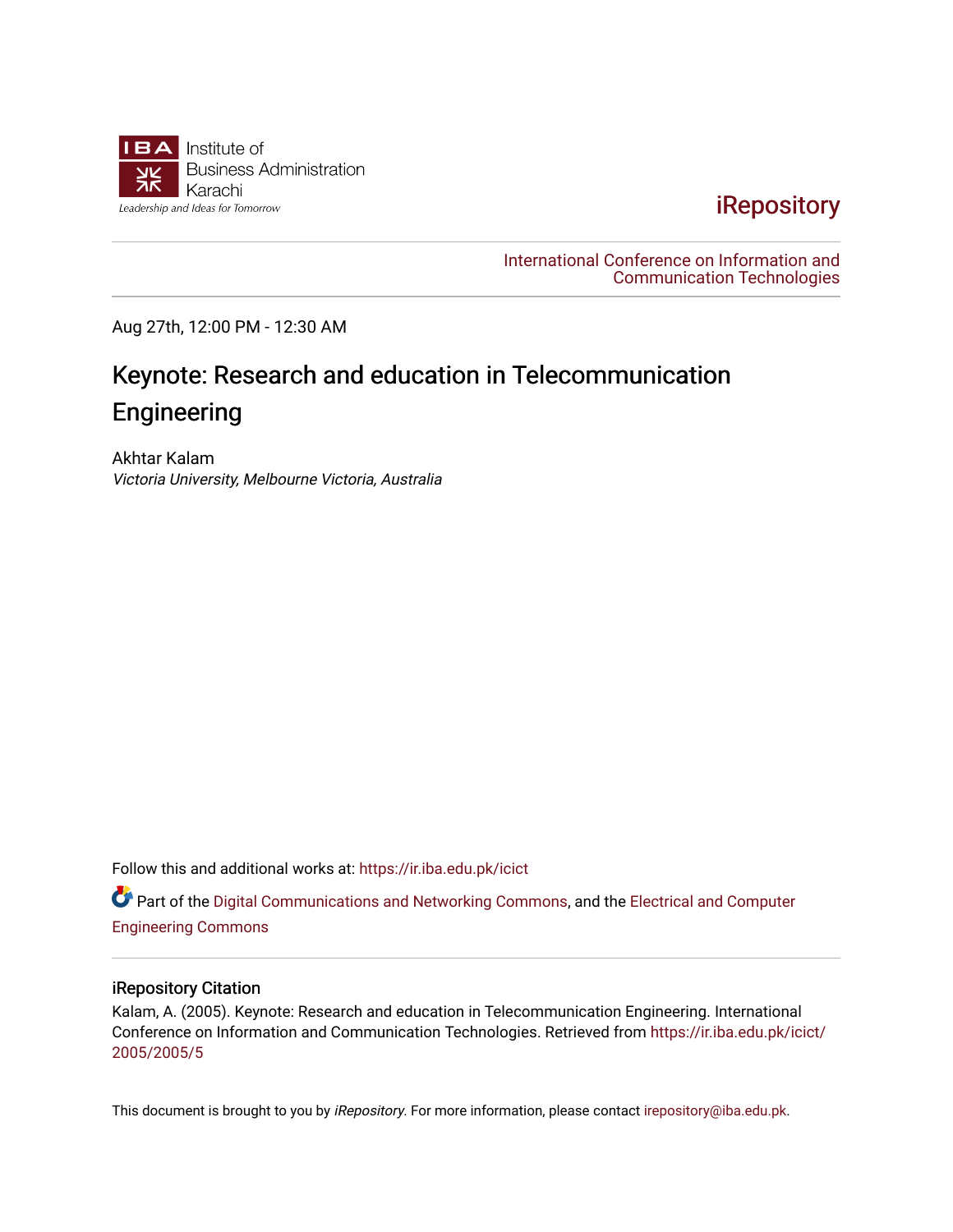Institute of Business Administration Karachi

Leadership and Ideas for Tomorrow

iRepository

International Conference on Information and Communication Technologies

Aug 27th, 12:00 PM - 12:30 AM

# Keynote: Research and education in Telecommunication Engineering

Akhtar Kalam

*Victoria University, Melbourne Victoria, Australia*

Follow this and additional works at: https://ir.iba.edu.pk/icict

Part of the Digital Communications and Networking Commons, and the Electrical and Computer Engineering Commons

## iRepository Citation

Kalam, A. (2005). Keynote: Research and education in Telecommunication Engineering. International Conference on Information and Communication Technologies. Retrieved from https://ir.iba.edu.pk/icict/2005/2005/5

This document is brought to you by *iRepository*. For more information, please contact irepository@iba.edu.pk.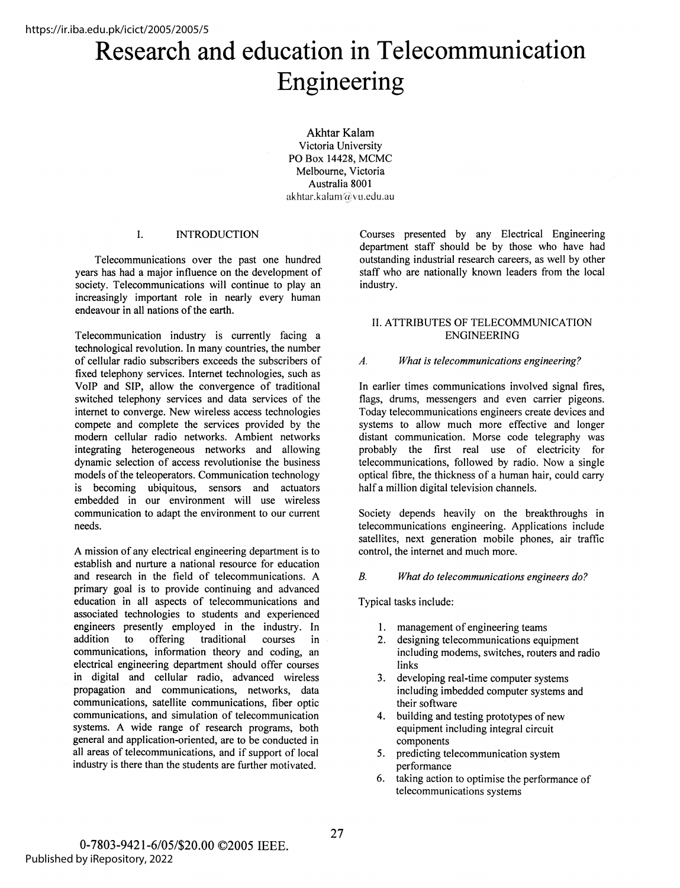# Research and education in Telecommunication Engineering

Akhtar Kalam
Victoria University
PO Box 14428, MCMC
Melbourne, Victoria
Australia 8001
akhtar.kalam@vu.edu.au

## I. INTRODUCTION

Telecommunications over the past one hundred years has had a major influence on the development of society. Telecommunications will continue to play an increasingly important role in nearly every human endeavour in all nations of the earth.

Telecommunication industry is currently facing a technological revolution. In many countries, the number of cellular radio subscribers exceeds the subscribers of fixed telephony services. Internet technologies, such as VoIP and SIP, allow the convergence of traditional switched telephony services and data services of the internet to converge. New wireless access technologies compete and complete the services provided by the modern cellular radio networks. Ambient networks integrating heterogeneous networks and allowing dynamic selection of access revolutionise the business models of the teleoperators. Communication technology is becoming ubiquitous, sensors and actuators embedded in our environment will use wireless communication to adapt the environment to our current needs.

A mission of any electrical engineering department is to establish and nurture a national resource for education and research in the field of telecommunications. A primary goal is to provide continuing and advanced education in all aspects of telecommunications and associated technologies to students and experienced engineers presently employed in the industry. In addition to offering traditional courses in communications, information theory and coding, an electrical engineering department should offer courses in digital and cellular radio, advanced wireless propagation and communications, networks, data communications, satellite communications, fiber optic communications, and simulation of telecommunication systems. A wide range of research programs, both general and application-oriented, are to be conducted in all areas of telecommunications, and if support of local industry is there than the students are further motivated. Courses presented by any Electrical Engineering department staff should be by those who have had outstanding industrial research careers, as well by other staff who are nationally known leaders from the local industry.

## II. ATTRIBUTES OF TELECOMMUNICATION ENGINEERING

### A. *What is telecommunications engineering?*

In earlier times communications involved signal fires, flags, drums, messengers and even carrier pigeons. Today telecommunications engineers create devices and systems to allow much more effective and longer distant communication. Morse code telegraphy was probably the first real use of electricity for telecommunications, followed by radio. Now a single optical fibre, the thickness of a human hair, could carry half a million digital television channels.

Society depends heavily on the breakthroughs in telecommunications engineering. Applications include satellites, next generation mobile phones, air traffic control, the internet and much more.

### B. *What do telecommunications engineers do?*

Typical tasks include:

1. management of engineering teams
2. designing telecommunications equipment including modems, switches, routers and radio links
3. developing real-time computer systems including imbedded computer systems and their software
4. building and testing prototypes of new equipment including integral circuit components
5. predicting telecommunication system performance
6. taking action to optimise the performance of telecommunications systems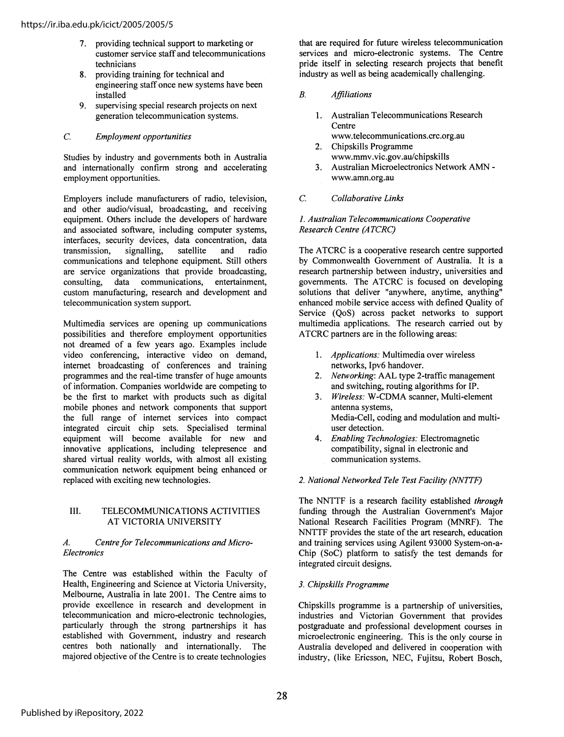7. providing technical support to marketing or customer service staff and telecommunications technicians
8. providing training for technical and engineering staff once new systems have been installed
9. supervising special research projects on next generation telecommunication systems.

### C. *Employment opportunities*

Studies by industry and governments both in Australia and internationally confirm strong and accelerating employment opportunities.

Employers include manufacturers of radio, television, and other audio/visual, broadcasting, and receiving equipment. Others include the developers of hardware and associated software, including computer systems, interfaces, security devices, data concentration, data transmission, signalling, satellite and radio communications and telephone equipment. Still others are service organizations that provide broadcasting, consulting, data communications, entertainment, custom manufacturing, research and development and telecommunication system support.

Multimedia services are opening up communications possibilities and therefore employment opportunities not dreamed of a few years ago. Examples include video conferencing, interactive video on demand, internet broadcasting of conferences and training programmes and the real-time transfer of huge amounts of information. Companies worldwide are competing to be the first to market with products such as digital mobile phones and network components that support the full range of internet services into compact integrated circuit chip sets. Specialised terminal equipment will become available for new and innovative applications, including telepresence and shared virtual reality worlds, with almost all existing communication network equipment being enhanced or replaced with exciting new technologies.

## III. TELECOMMUNICATIONS ACTIVITIES AT VICTORIA UNIVERSITY

### A. *Centre for Telecommunications and Micro-Electronics*

The Centre was established within the Faculty of Health, Engineering and Science at Victoria University, Melbourne, Australia in late 2001. The Centre aims to provide excellence in research and development in telecommunication and micro-electronic technologies, particularly through the strong partnerships it has established with Government, industry and research centres both nationally and internationally. The majored objective of the Centre is to create technologies that are required for future wireless telecommunication services and micro-electronic systems. The Centre pride itself in selecting research projects that benefit industry as well as being academically challenging.

### B. *Affiliations*

1. Australian Telecommunications Research Centre
   www.telecommunications.crc.org.au
2. Chipskills Programme
   www.mmv.vic.gov.au/chipskills
3. Australian Microelectronics Network AMN - www.amn.org.au

### C. *Collaborative Links*

#### *1. Australian Telecommunications Cooperative Research Centre (ATCRC)*

The ATCRC is a cooperative research centre supported by Commonwealth Government of Australia. It is a research partnership between industry, universities and governments. The ATCRC is focused on developing solutions that deliver "anywhere, anytime, anything" enhanced mobile service access with defined Quality of Service (QoS) across packet networks to support multimedia applications. The research carried out by ATCRC partners are in the following areas:

1. *Applications:* Multimedia over wireless networks, Ipv6 handover.
2. *Networking*: AAL type 2-traffic management and switching, routing algorithms for IP.
3. *Wireless:* W-CDMA scanner, Multi-element antenna systems,
   Media-Cell, coding and modulation and multi-user detection.
4. *Enabling Technologies:* Electromagnetic compatibility, signal in electronic and communication systems.

#### *2. National Networked Tele Test Facility (NNTTF)*

The NNTTF is a research facility established *through* funding through the Australian Government's Major National Research Facilities Program (MNRF). The NNTTF provides the state of the art research, education and training services using Agilent 93000 System-on-a-Chip (SoC) platform to satisfy the test demands for integrated circuit designs.

#### *3. Chipskills Programme*

Chipskills programme is a partnership of universities, industries and Victorian Government that provides postgraduate and professional development courses in microelectronic engineering. This is the only course in Australia developed and delivered in cooperation with industry, (like Ericsson, NEC, Fujitsu, Robert Bosch,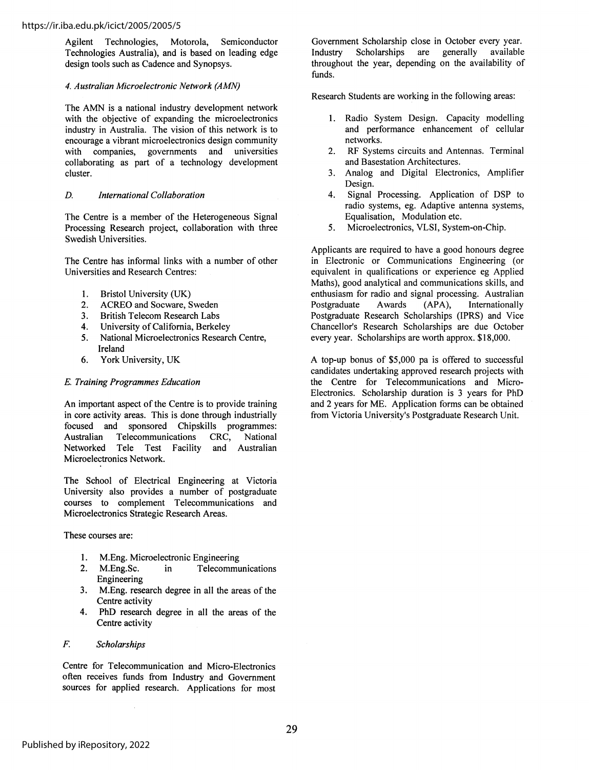Agilent Technologies, Motorola, Semiconductor Technologies Australia), and is based on leading edge design tools such as Cadence and Synopsys.

*4. Australian Microelectronic Network (AMN)*

The AMN is a national industry development network with the objective of expanding the microelectronics industry in Australia. The vision of this network is to encourage a vibrant microelectronics design community with companies, governments and universities collaborating as part of a technology development cluster.

### D. *International Collaboration*

The Centre is a member of the Heterogeneous Signal Processing Research project, collaboration with three Swedish Universities.

The Centre has informal links with a number of other Universities and Research Centres:

1. Bristol University (UK)
2. ACREO and Socware, Sweden
3. British Telecom Research Labs
4. University of California, Berkeley
5. National Microelectronics Research Centre, Ireland
6. York University, UK

### *E. Training Programmes Education*

An important aspect of the Centre is to provide training in core activity areas. This is done through industrially focused and sponsored Chipskills programmes: Australian Telecommunications CRC, National Networked Tele Test Facility and Australian Microelectronics Network.

The School of Electrical Engineering at Victoria University also provides a number of postgraduate courses to complement Telecommunications and Microelectronics Strategic Research Areas.

These courses are:

1. M.Eng. Microelectronic Engineering
2. M.Eng.Sc. in Telecommunications Engineering
3. M.Eng. research degree in all the areas of the Centre activity
4. PhD research degree in all the areas of the Centre activity

### F. *Scholarships*

Centre for Telecommunication and Micro-Electronics often receives funds from Industry and Government sources for applied research. Applications for most Government Scholarship close in October every year. Industry Scholarships are generally available throughout the year, depending on the availability of funds.

Research Students are working in the following areas:

1. Radio System Design. Capacity modelling and performance enhancement of cellular networks.
2. RF Systems circuits and Antennas. Terminal and Basestation Architectures.
3. Analog and Digital Electronics, Amplifier Design.
4. Signal Processing. Application of DSP to radio systems, eg. Adaptive antenna systems, Equalisation, Modulation etc.
5. Microelectronics, VLSI, System-on-Chip.

Applicants are required to have a good honours degree in Electronic or Communications Engineering (or equivalent in qualifications or experience eg Applied Maths), good analytical and communications skills, and enthusiasm for radio and signal processing. Australian Postgraduate Awards (APA), Internationally Postgraduate Research Scholarships (IPRS) and Vice Chancellor's Research Scholarships are due October every year. Scholarships are worth approx. $18,000.

A top-up bonus of $5,000 pa is offered to successful candidates undertaking approved research projects with the Centre for Telecommunications and Micro-Electronics. Scholarship duration is 3 years for PhD and 2 years for ME. Application forms can be obtained from Victoria University's Postgraduate Research Unit.